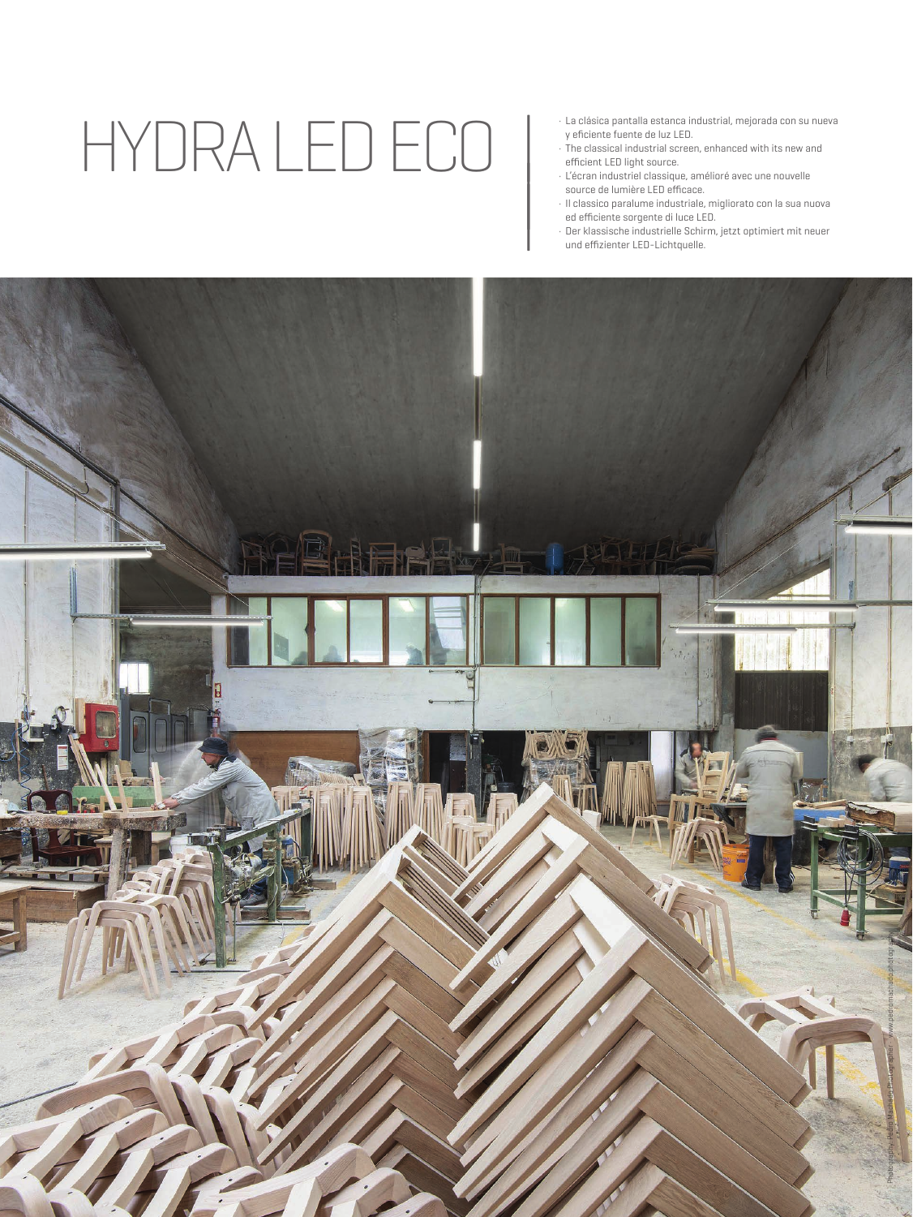# HYDRA LED ECO

- La clásica pantalla estanca industrial, mejorada con su nueva y eficiente fuente de luz LED.
- The classical industrial screen, enhanced with its new and efficient LED light source.
- L'écran industriel classique, amélioré avec une nouvelle source de lumière LED efficace.
- Il classico paralume industriale, migliorato con la sua nuova ed efficiente sorgente di luce LED.
- Der klassische industrielle Schirm, jetzt optimiert mit neuer und effizienter LED-Lichtquelle.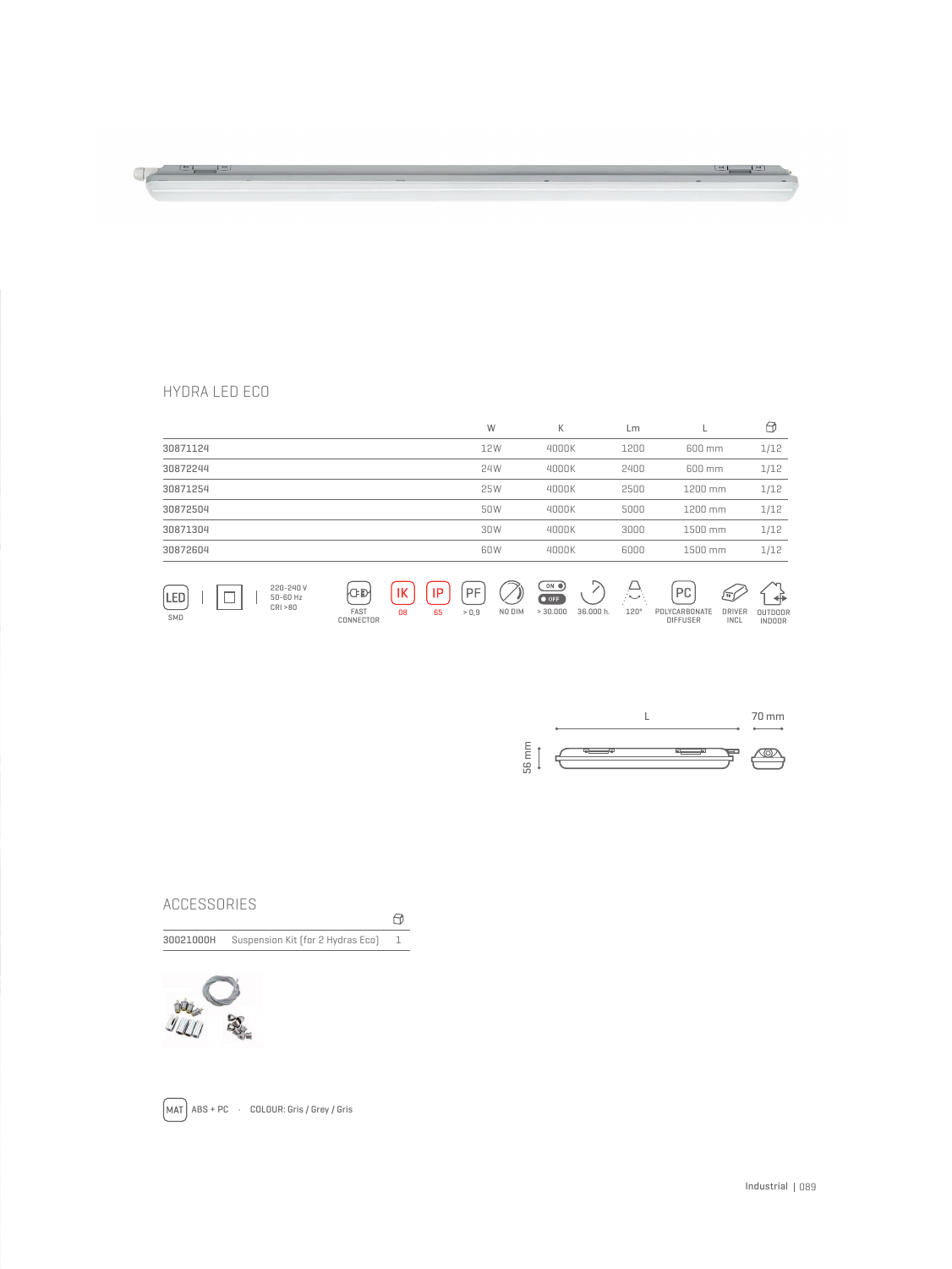## HYDRA LED ECO

| | W | K | Lm | L | |
|---|---|---|---|---|---|
| 30871124 | 12W | 4000K | 1200 | 600 mm | 1/12 |
| 30872244 | 24W | 4000K | 2400 | 600 mm | 1/12 |
| 30871254 | 25W | 4000K | 2500 | 1200 mm | 1/12 |
| 30872504 | 50W | 4000K | 5000 | 1200 mm | 1/12 |
| 30871304 | 30W | 4000K | 3000 | 1500 mm | 1/12 |
| 30872604 | 60W | 4000K | 6000 | 1500 mm | 1/12 |

LED SMD | 220-240 V 50-60 Hz CRI >80 | FAST CONNECTOR | IK 08 | IP 65 | PF > 0,9 | NO DIM | ON/OFF > 30.000 | 36.000 h. | 120° | PC POLYCARBONATE DIFFUSER | DRIVER INCL | OUTDOOR INDOOR

L | 70 mm | 56 mm

## ACCESSORIES

| | | |
|---|---|---|
| 30021000H | Suspension Kit (for 2 Hydras Eco) | 1 |

MAT ABS + PC · COLOUR: Gris / Grey / Gris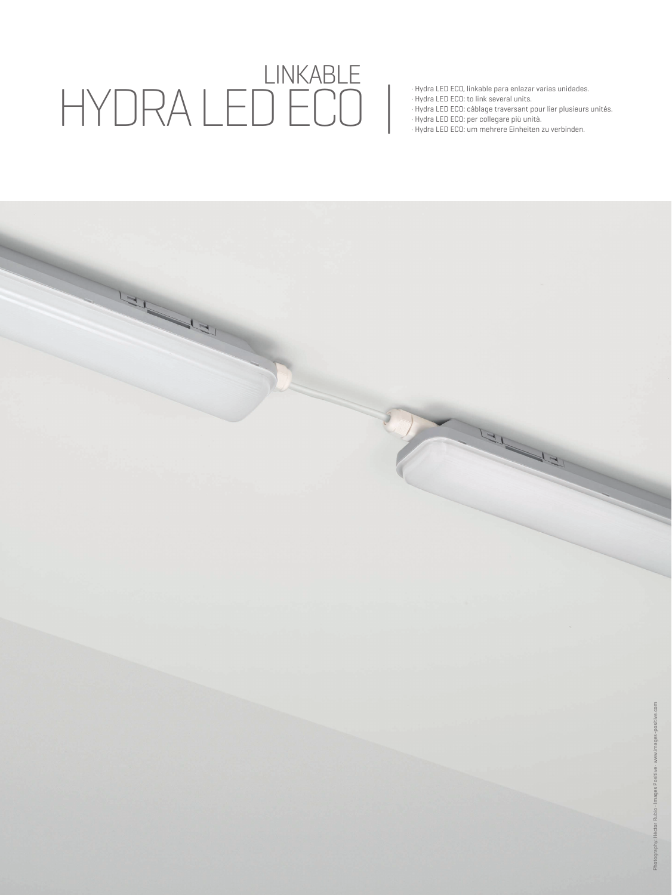# LINKABLE HYDRA LED ECO

- Hydra LED ECO, linkable para enlazar varias unidades.
- Hydra LED ECO: to link several units.
- Hydra LED ECO: câblage traversant pour lier plusieurs unités.
- Hydra LED ECO: per collegare più unità.
- Hydra LED ECO: um mehrere Einheiten zu verbinden.

Photography: Héctor Rubio · Images Positive · www.images-positive.com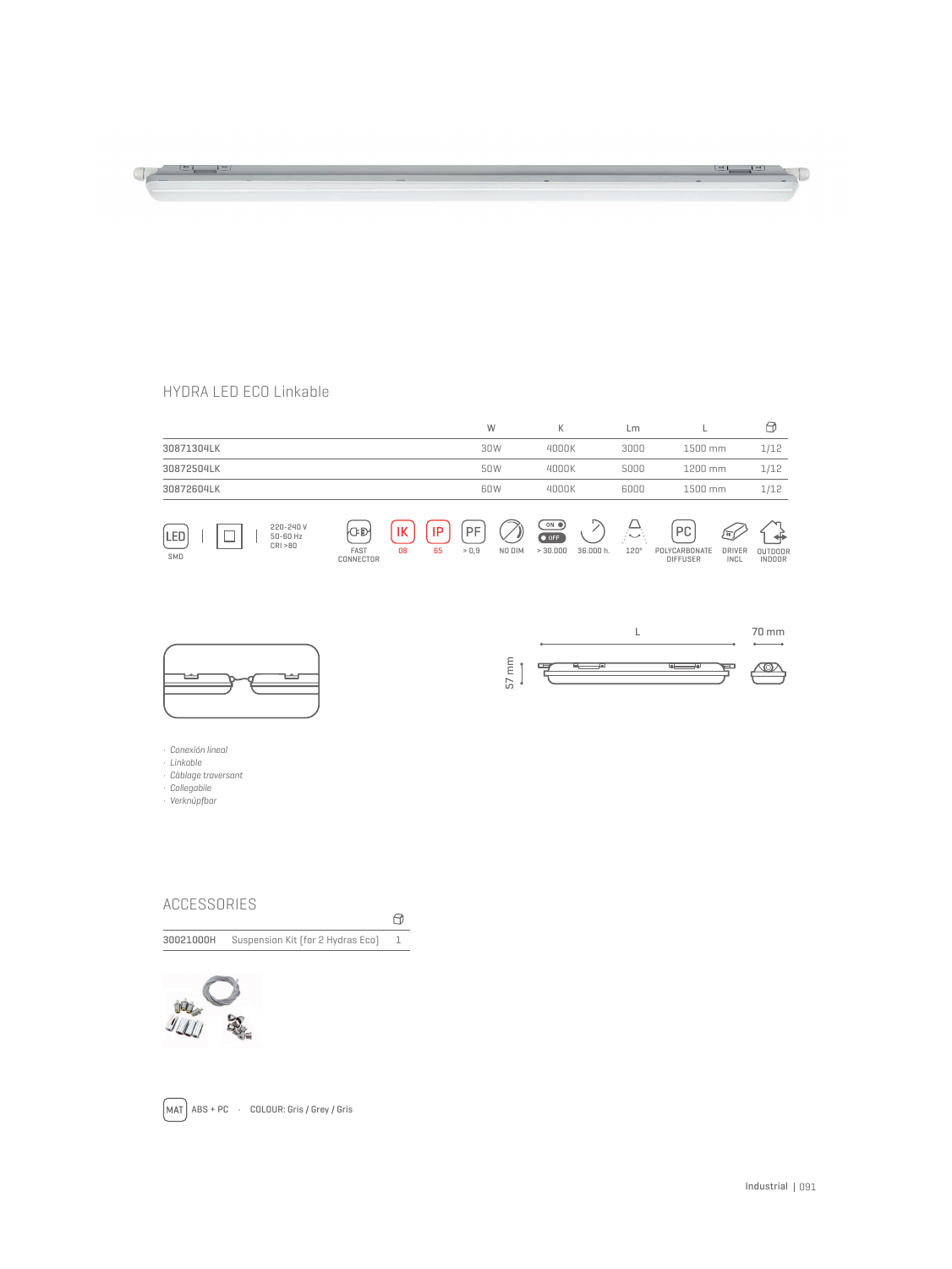## HYDRA LED ECO Linkable

| | W | K | Lm | L | |
|---|---|---|---|---|---|
| 30871304LK | 30W | 4000K | 3000 | 1500 mm | 1/12 |
| 30872504LK | 50W | 4000K | 5000 | 1200 mm | 1/12 |
| 30872604LK | 60W | 4000K | 6000 | 1500 mm | 1/12 |

LED SMD | 220-240 V 50-60 Hz CRI >80 | FAST CONNECTOR | IK 08 | IP 65 | PF > 0,9 | NO DIM | ON/OFF > 30.000 | 36.000 h. | 120° | PC POLYCARBONATE DIFFUSER | DRIVER INCL | OUTDOOR INDOOR

L

70 mm

57 mm

- *Conexión lineal*
- *Linkable*
- *Câblage traversant*
- *Collegabile*
- *Verknüpfbar*

## ACCESSORIES

| | | |
|---|---|---|
| 30021000H | Suspension Kit (for 2 Hydras Eco) | 1 |

MAT ABS + PC · COLOUR: Gris / Grey / Gris